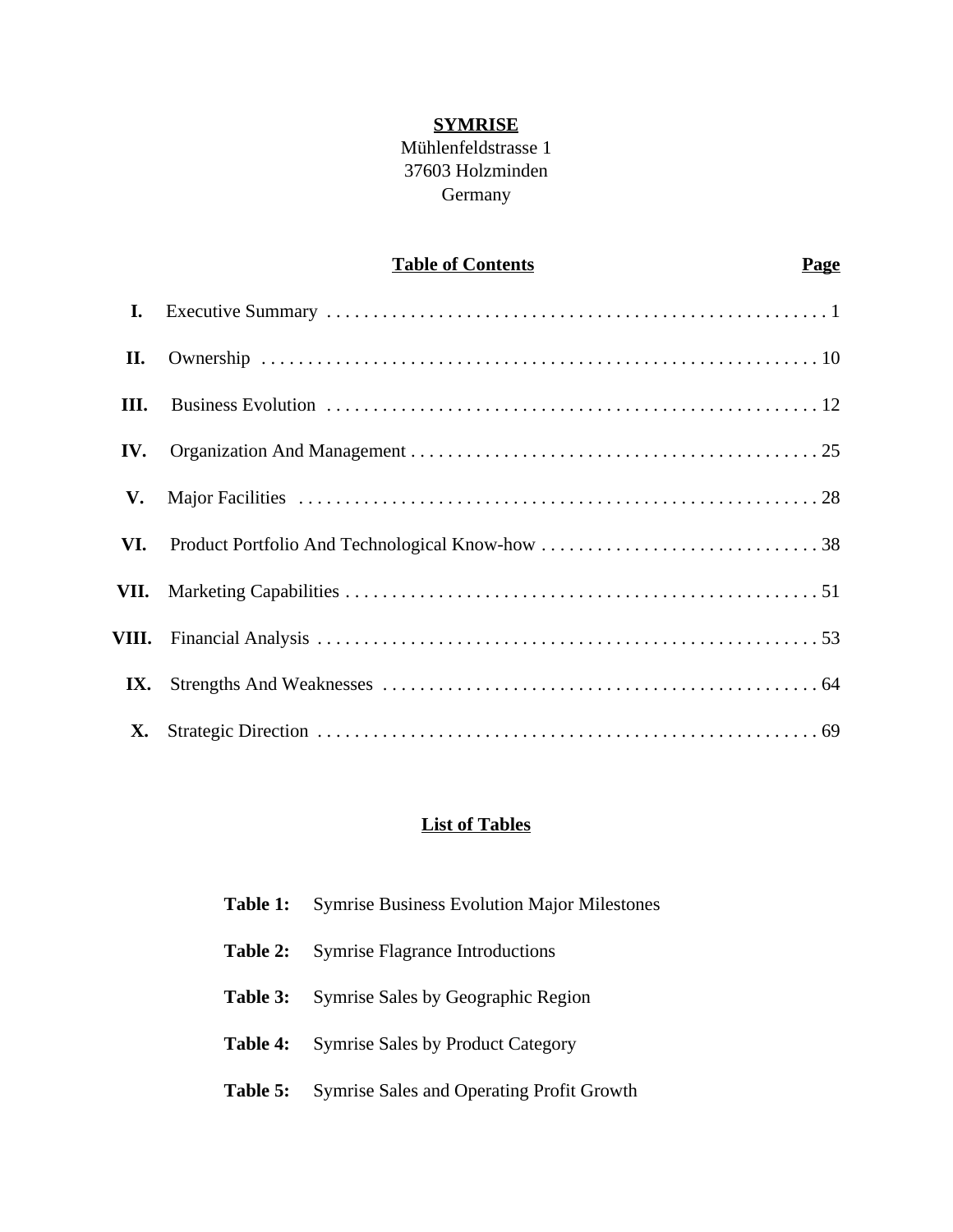# SYMRISE

Mühlenfeldstrasse 1
37603 Holzminden
Germany

## Table of Contents

| | Section | Page |
|---|---|---|
| I. | Executive Summary | 1 |
| II. | Ownership | 10 |
| III. | Business Evolution | 12 |
| IV. | Organization And Management | 25 |
| V. | Major Facilities | 28 |
| VI. | Product Portfolio And Technological Know-how | 38 |
| VII. | Marketing Capabilities | 51 |
| VIII. | Financial Analysis | 53 |
| IX. | Strengths And Weaknesses | 64 |
| X. | Strategic Direction | 69 |

## List of Tables

**Table 1:** Symrise Business Evolution Major Milestones

**Table 2:** Symrise Flagrance Introductions

**Table 3:** Symrise Sales by Geographic Region

**Table 4:** Symrise Sales by Product Category

**Table 5:** Symrise Sales and Operating Profit Growth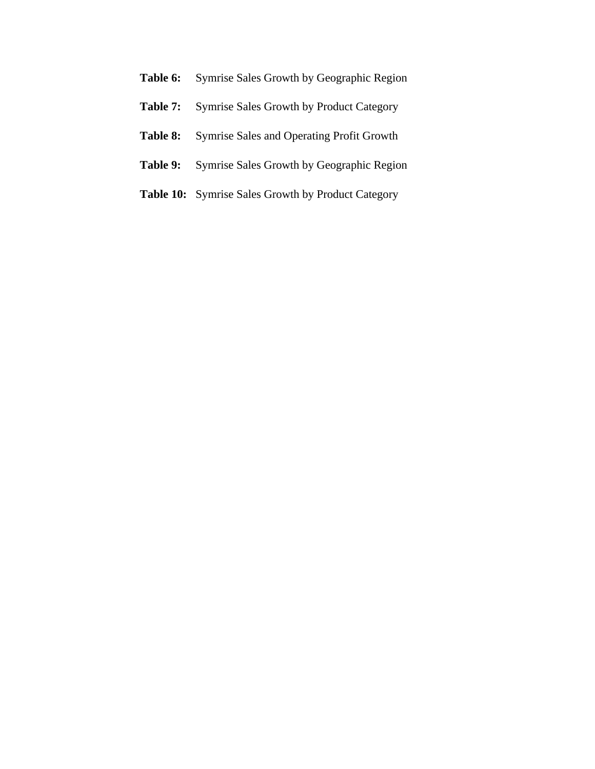**Table 6:** Symrise Sales Growth by Geographic Region

**Table 7:** Symrise Sales Growth by Product Category

**Table 8:** Symrise Sales and Operating Profit Growth

**Table 9:** Symrise Sales Growth by Geographic Region

**Table 10:** Symrise Sales Growth by Product Category